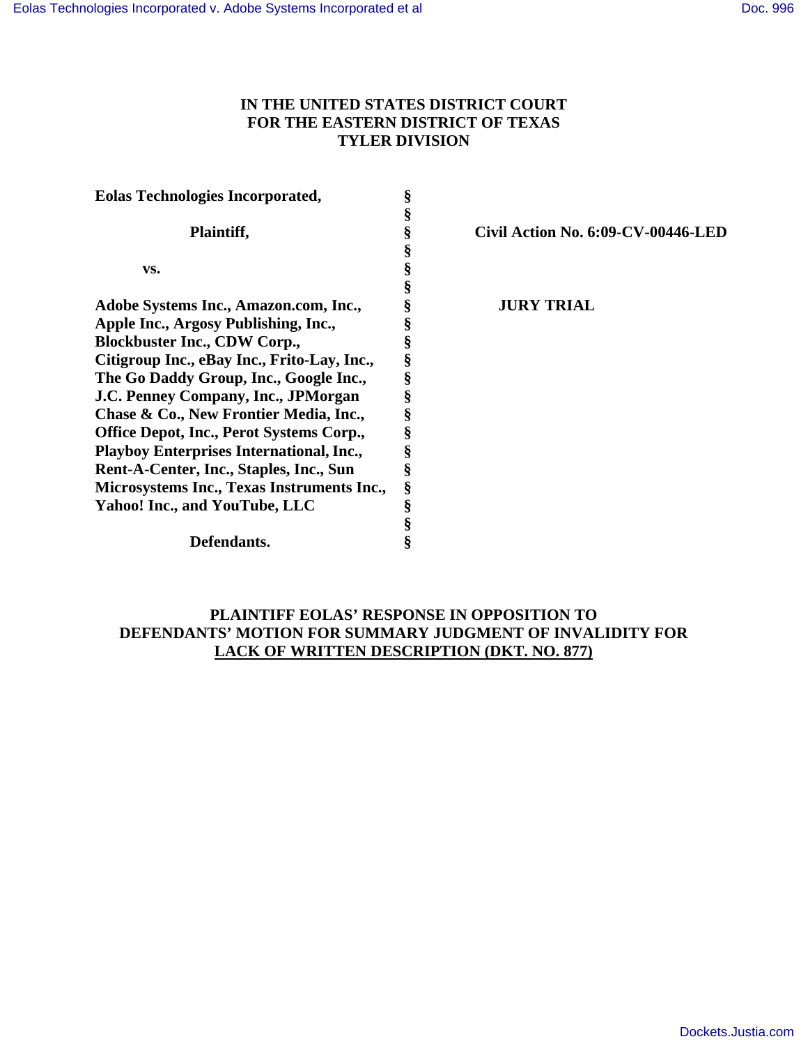**IN THE UNITED STATES DISTRICT COURT**
**FOR THE EASTERN DISTRICT OF TEXAS**
**TYLER DIVISION**

| | | |
|---|---|---|
| **Eolas Technologies Incorporated,** | § | |
| | § | |
| **Plaintiff,** | § | **Civil Action No. 6:09-CV-00446-LED** |
| | § | |
| **vs.** | § | |
| | § | |
| **Adobe Systems Inc., Amazon.com, Inc., Apple Inc., Argosy Publishing, Inc., Blockbuster Inc., CDW Corp., Citigroup Inc., eBay Inc., Frito-Lay, Inc., The Go Daddy Group, Inc., Google Inc., J.C. Penney Company, Inc., JPMorgan Chase & Co., New Frontier Media, Inc., Office Depot, Inc., Perot Systems Corp., Playboy Enterprises International, Inc., Rent-A-Center, Inc., Staples, Inc., Sun Microsystems Inc., Texas Instruments Inc., Yahoo! Inc., and YouTube, LLC** | § | **JURY TRIAL** |
| | § | |
| **Defendants.** | § | |

**PLAINTIFF EOLAS' RESPONSE IN OPPOSITION TO DEFENDANTS' MOTION FOR SUMMARY JUDGMENT OF INVALIDITY FOR LACK OF WRITTEN DESCRIPTION (DKT. NO. 877)**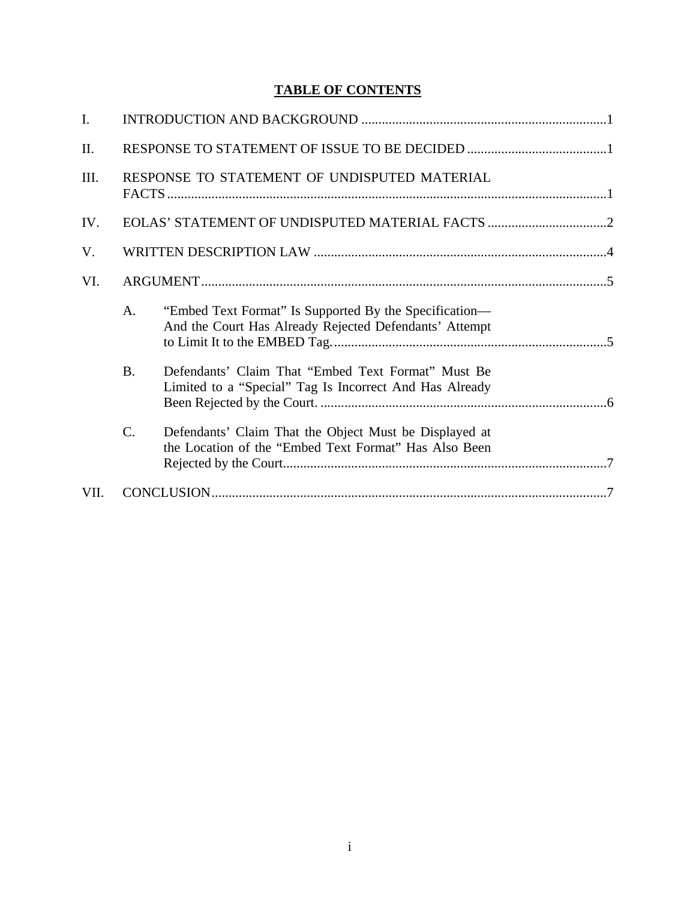## TABLE OF CONTENTS

I. INTRODUCTION AND BACKGROUND ........................................................................1

II. RESPONSE TO STATEMENT OF ISSUE TO BE DECIDED .........................................1

III. RESPONSE TO STATEMENT OF UNDISPUTED MATERIAL FACTS ................................................................................................................1

IV. EOLAS' STATEMENT OF UNDISPUTED MATERIAL FACTS ...................................2

V. WRITTEN DESCRIPTION LAW ......................................................................................4

VI. ARGUMENT.......................................................................................................................5

 A. "Embed Text Format" Is Supported By the Specification— And the Court Has Already Rejected Defendants' Attempt to Limit It to the EMBED Tag.................................................................................5

 B. Defendants' Claim That "Embed Text Format" Must Be Limited to a "Special" Tag Is Incorrect And Has Already Been Rejected by the Court. ....................................................................................6

 C. Defendants' Claim That the Object Must be Displayed at the Location of the "Embed Text Format" Has Also Been Rejected by the Court...............................................................................................7

VII. CONCLUSION....................................................................................................................7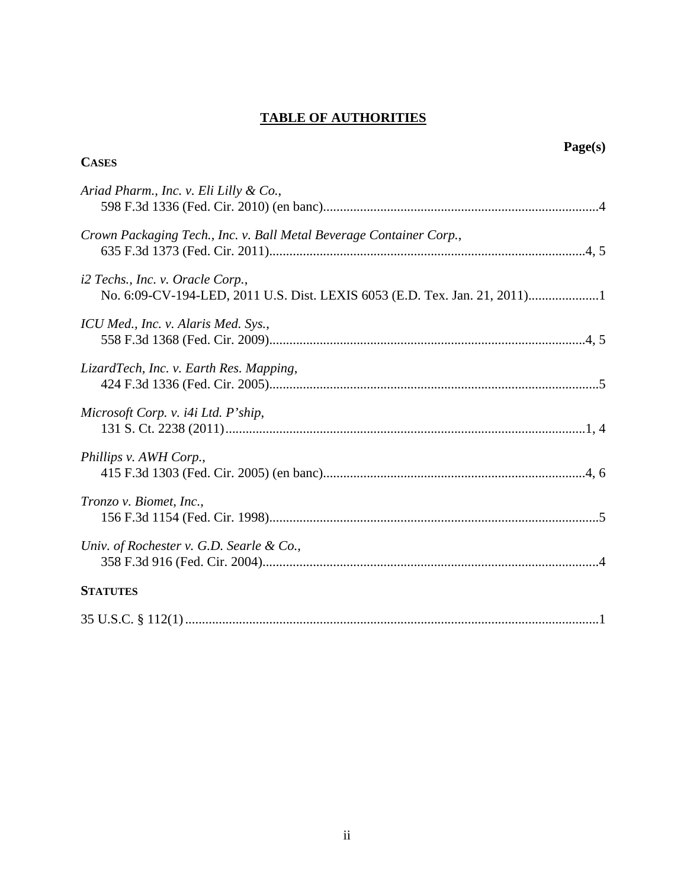# TABLE OF AUTHORITIES

**Page(s)**

**CASES**

*Ariad Pharm., Inc. v. Eli Lilly & Co.*,
598 F.3d 1336 (Fed. Cir. 2010) (en banc)....................4

*Crown Packaging Tech., Inc. v. Ball Metal Beverage Container Corp.*,
635 F.3d 1373 (Fed. Cir. 2011)....................4, 5

*i2 Techs., Inc. v. Oracle Corp.*,
No. 6:09-CV-194-LED, 2011 U.S. Dist. LEXIS 6053 (E.D. Tex. Jan. 21, 2011)....................1

*ICU Med., Inc. v. Alaris Med. Sys.*,
558 F.3d 1368 (Fed. Cir. 2009)....................4, 5

*LizardTech, Inc. v. Earth Res. Mapping*,
424 F.3d 1336 (Fed. Cir. 2005)....................5

*Microsoft Corp. v. i4i Ltd. P'ship*,
131 S. Ct. 2238 (2011)....................1, 4

*Phillips v. AWH Corp.*,
415 F.3d 1303 (Fed. Cir. 2005) (en banc)....................4, 6

*Tronzo v. Biomet, Inc.*,
156 F.3d 1154 (Fed. Cir. 1998)....................5

*Univ. of Rochester v. G.D. Searle & Co.*,
358 F.3d 916 (Fed. Cir. 2004)....................4

**STATUTES**

35 U.S.C. § 112(1)....................1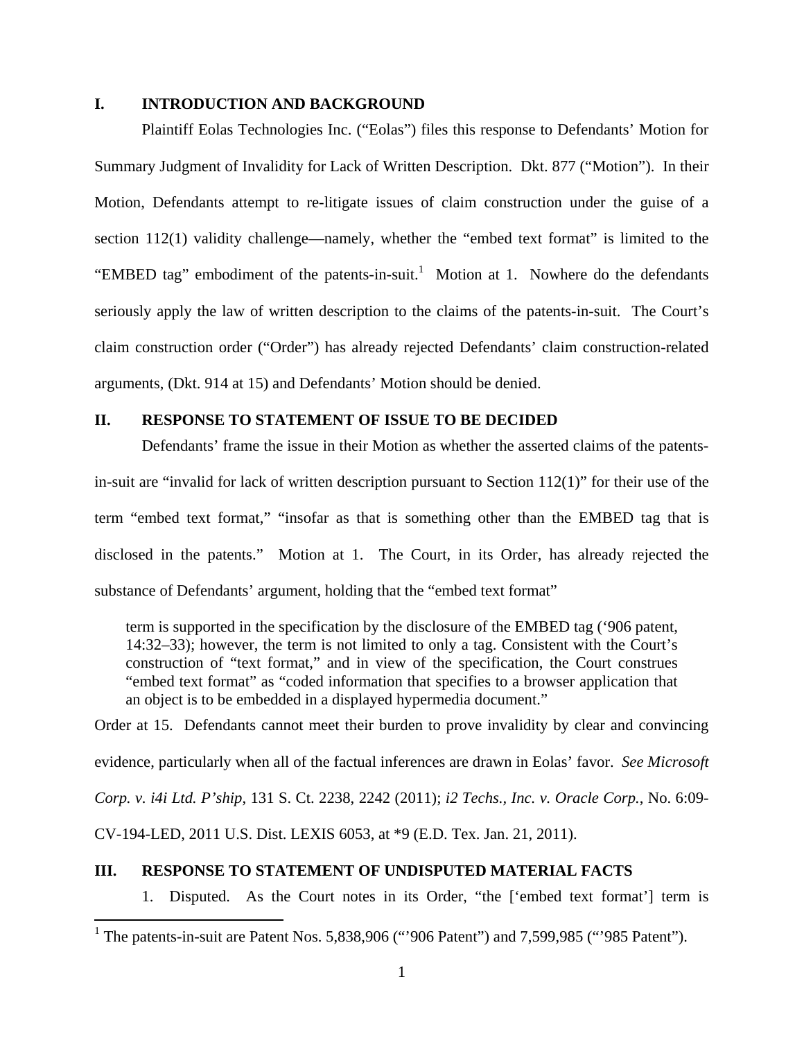## I. INTRODUCTION AND BACKGROUND

Plaintiff Eolas Technologies Inc. ("Eolas") files this response to Defendants' Motion for Summary Judgment of Invalidity for Lack of Written Description. Dkt. 877 ("Motion"). In their Motion, Defendants attempt to re-litigate issues of claim construction under the guise of a section 112(1) validity challenge—namely, whether the "embed text format" is limited to the "EMBED tag" embodiment of the patents-in-suit.[1] Motion at 1. Nowhere do the defendants seriously apply the law of written description to the claims of the patents-in-suit. The Court's claim construction order ("Order") has already rejected Defendants' claim construction-related arguments, (Dkt. 914 at 15) and Defendants' Motion should be denied.

## II. RESPONSE TO STATEMENT OF ISSUE TO BE DECIDED

Defendants' frame the issue in their Motion as whether the asserted claims of the patents-in-suit are "invalid for lack of written description pursuant to Section 112(1)" for their use of the term "embed text format," "insofar as that is something other than the EMBED tag that is disclosed in the patents." Motion at 1. The Court, in its Order, has already rejected the substance of Defendants' argument, holding that the "embed text format"

> term is supported in the specification by the disclosure of the EMBED tag ('906 patent, 14:32–33); however, the term is not limited to only a tag. Consistent with the Court's construction of "text format," and in view of the specification, the Court construes "embed text format" as "coded information that specifies to a browser application that an object is to be embedded in a displayed hypermedia document."

Order at 15. Defendants cannot meet their burden to prove invalidity by clear and convincing evidence, particularly when all of the factual inferences are drawn in Eolas' favor. *See Microsoft Corp. v. i4i Ltd. P'ship*, 131 S. Ct. 2238, 2242 (2011); *i2 Techs., Inc. v. Oracle Corp.*, No. 6:09-CV-194-LED, 2011 U.S. Dist. LEXIS 6053, at *9 (E.D. Tex. Jan. 21, 2011).

## III. RESPONSE TO STATEMENT OF UNDISPUTED MATERIAL FACTS

1. Disputed. As the Court notes in its Order, "the ['embed text format'] term is

[1] The patents-in-suit are Patent Nos. 5,838,906 ("'906 Patent") and 7,599,985 ("'985 Patent").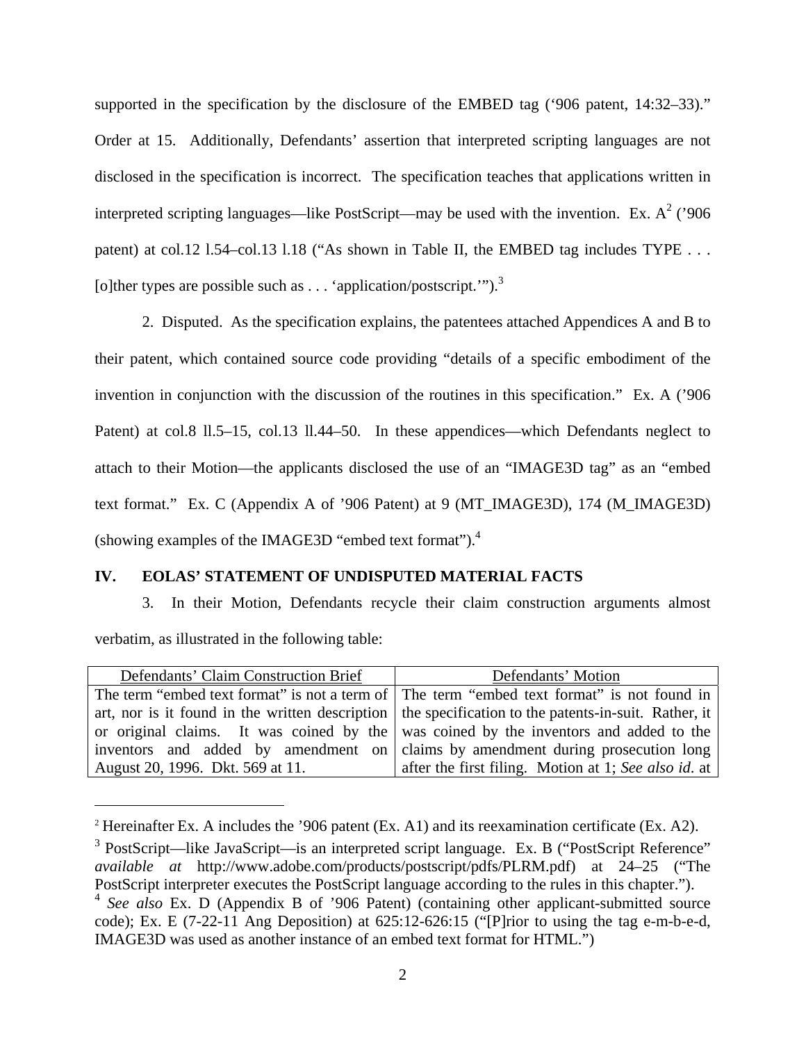supported in the specification by the disclosure of the EMBED tag ('906 patent, 14:32–33)." Order at 15. Additionally, Defendants' assertion that interpreted scripting languages are not disclosed in the specification is incorrect. The specification teaches that applications written in interpreted scripting languages—like PostScript—may be used with the invention. Ex. A[2] ('906 patent) at col.12 l.54–col.13 l.18 ("As shown in Table II, the EMBED tag includes TYPE . . . [o]ther types are possible such as . . . 'application/postscript.'").[3]

2. Disputed. As the specification explains, the patentees attached Appendices A and B to their patent, which contained source code providing "details of a specific embodiment of the invention in conjunction with the discussion of the routines in this specification." Ex. A ('906 Patent) at col.8 ll.5–15, col.13 ll.44–50. In these appendices—which Defendants neglect to attach to their Motion—the applicants disclosed the use of an "IMAGE3D tag" as an "embed text format." Ex. C (Appendix A of '906 Patent) at 9 (MT_IMAGE3D), 174 (M_IMAGE3D) (showing examples of the IMAGE3D "embed text format").[4]

## IV. EOLAS' STATEMENT OF UNDISPUTED MATERIAL FACTS

3. In their Motion, Defendants recycle their claim construction arguments almost verbatim, as illustrated in the following table:

| Defendants' Claim Construction Brief | Defendants' Motion |
|---|---|
| The term "embed text format" is not a term of art, nor is it found in the written description or original claims. It was coined by the inventors and added by amendment on August 20, 1996. Dkt. 569 at 11. | The term "embed text format" is not found in the specification to the patents-in-suit. Rather, it was coined by the inventors and added to the claims by amendment during prosecution long after the first filing. Motion at 1; *See also id.* at |

---

[2] Hereinafter Ex. A includes the '906 patent (Ex. A1) and its reexamination certificate (Ex. A2).

[3] PostScript—like JavaScript—is an interpreted script language. Ex. B ("PostScript Reference" *available at* http://www.adobe.com/products/postscript/pdfs/PLRM.pdf) at 24–25 ("The PostScript interpreter executes the PostScript language according to the rules in this chapter.").

[4] *See also* Ex. D (Appendix B of '906 Patent) (containing other applicant-submitted source code); Ex. E (7-22-11 Ang Deposition) at 625:12-626:15 ("[P]rior to using the tag e-m-b-e-d, IMAGE3D was used as another instance of an embed text format for HTML.")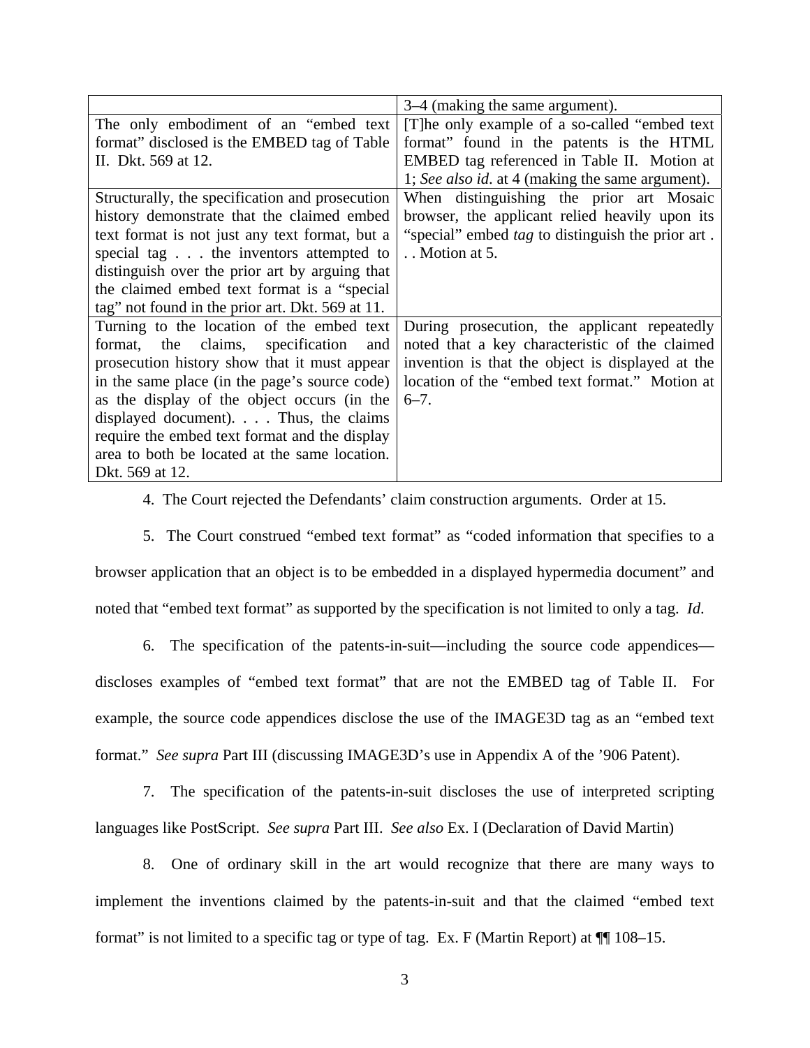| | |
|---|---|
| | 3–4 (making the same argument). |
| The only embodiment of an "embed text format" disclosed is the EMBED tag of Table II. Dkt. 569 at 12. | [T]he only example of a so-called "embed text format" found in the patents is the HTML EMBED tag referenced in Table II. Motion at 1; *See also id.* at 4 (making the same argument). |
| Structurally, the specification and prosecution history demonstrate that the claimed embed text format is not just any text format, but a special tag . . . the inventors attempted to distinguish over the prior art by arguing that the claimed embed text format is a "special tag" not found in the prior art. Dkt. 569 at 11. | When distinguishing the prior art Mosaic browser, the applicant relied heavily upon its "special" embed *tag* to distinguish the prior art . . . Motion at 5. |
| Turning to the location of the embed text format, the claims, specification and prosecution history show that it must appear in the same place (in the page's source code) as the display of the object occurs (in the displayed document). . . . Thus, the claims require the embed text format and the display area to both be located at the same location. Dkt. 569 at 12. | During prosecution, the applicant repeatedly noted that a key characteristic of the claimed invention is that the object is displayed at the location of the "embed text format." Motion at 6–7. |

4. The Court rejected the Defendants' claim construction arguments. Order at 15.

5. The Court construed "embed text format" as "coded information that specifies to a browser application that an object is to be embedded in a displayed hypermedia document" and noted that "embed text format" as supported by the specification is not limited to only a tag. *Id.*

6. The specification of the patents-in-suit—including the source code appendices—discloses examples of "embed text format" that are not the EMBED tag of Table II. For example, the source code appendices disclose the use of the IMAGE3D tag as an "embed text format." *See supra* Part III (discussing IMAGE3D's use in Appendix A of the '906 Patent).

7. The specification of the patents-in-suit discloses the use of interpreted scripting languages like PostScript. *See supra* Part III. *See also* Ex. I (Declaration of David Martin)

8. One of ordinary skill in the art would recognize that there are many ways to implement the inventions claimed by the patents-in-suit and that the claimed "embed text format" is not limited to a specific tag or type of tag. Ex. F (Martin Report) at ¶¶ 108–15.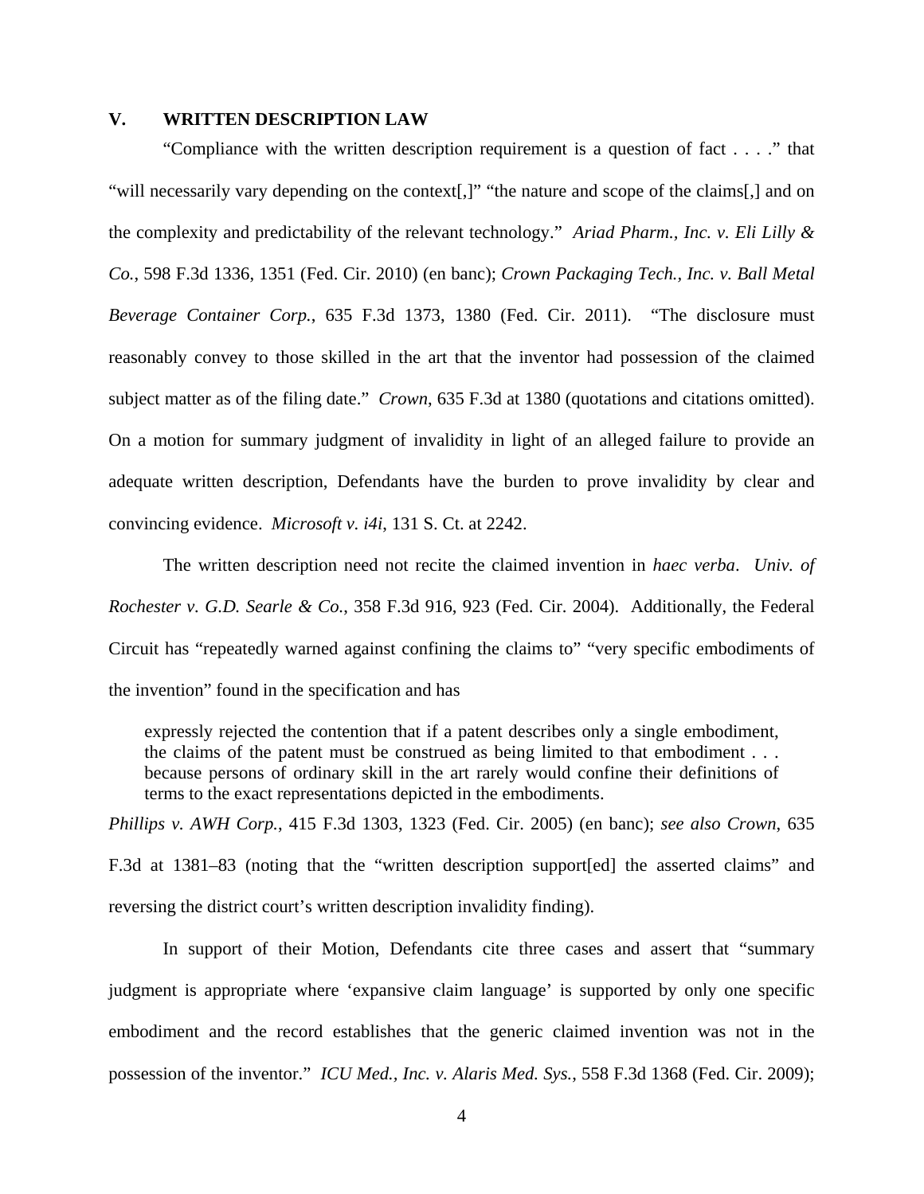## V. WRITTEN DESCRIPTION LAW

"Compliance with the written description requirement is a question of fact . . . ." that "will necessarily vary depending on the context[,]" "the nature and scope of the claims[,] and on the complexity and predictability of the relevant technology." *Ariad Pharm., Inc. v. Eli Lilly & Co.*, 598 F.3d 1336, 1351 (Fed. Cir. 2010) (en banc); *Crown Packaging Tech., Inc. v. Ball Metal Beverage Container Corp.*, 635 F.3d 1373, 1380 (Fed. Cir. 2011). "The disclosure must reasonably convey to those skilled in the art that the inventor had possession of the claimed subject matter as of the filing date." *Crown*, 635 F.3d at 1380 (quotations and citations omitted). On a motion for summary judgment of invalidity in light of an alleged failure to provide an adequate written description, Defendants have the burden to prove invalidity by clear and convincing evidence. *Microsoft v. i4i*, 131 S. Ct. at 2242.

The written description need not recite the claimed invention in *haec verba*. *Univ. of Rochester v. G.D. Searle & Co.*, 358 F.3d 916, 923 (Fed. Cir. 2004). Additionally, the Federal Circuit has "repeatedly warned against confining the claims to" "very specific embodiments of the invention" found in the specification and has

> expressly rejected the contention that if a patent describes only a single embodiment, the claims of the patent must be construed as being limited to that embodiment . . . because persons of ordinary skill in the art rarely would confine their definitions of terms to the exact representations depicted in the embodiments.

*Phillips v. AWH Corp.*, 415 F.3d 1303, 1323 (Fed. Cir. 2005) (en banc); *see also Crown*, 635 F.3d at 1381–83 (noting that the "written description support[ed] the asserted claims" and reversing the district court's written description invalidity finding).

In support of their Motion, Defendants cite three cases and assert that "summary judgment is appropriate where 'expansive claim language' is supported by only one specific embodiment and the record establishes that the generic claimed invention was not in the possession of the inventor." *ICU Med., Inc. v. Alaris Med. Sys.*, 558 F.3d 1368 (Fed. Cir. 2009);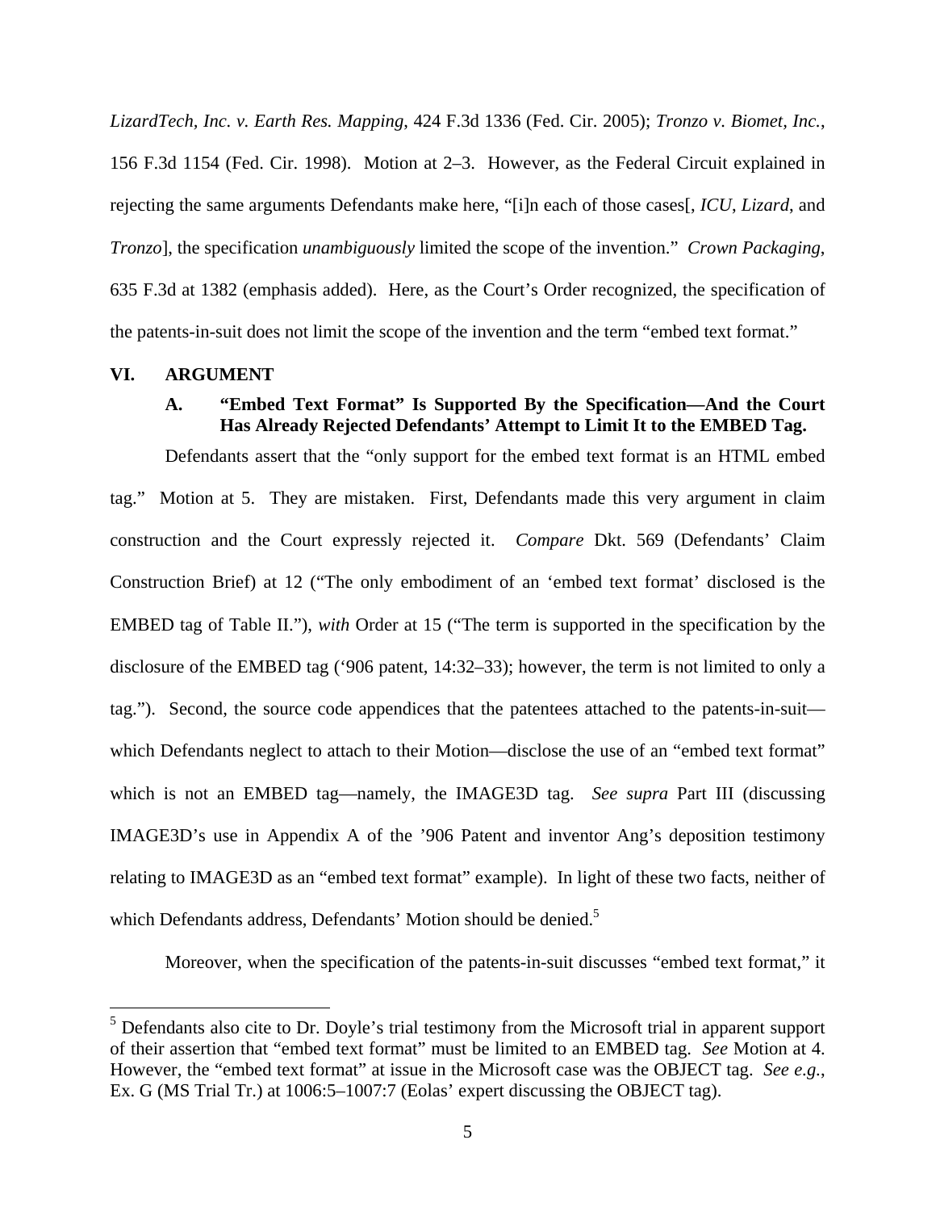*LizardTech, Inc. v. Earth Res. Mapping*, 424 F.3d 1336 (Fed. Cir. 2005); *Tronzo v. Biomet, Inc.*, 156 F.3d 1154 (Fed. Cir. 1998). Motion at 2–3. However, as the Federal Circuit explained in rejecting the same arguments Defendants make here, "[i]n each of those cases[, *ICU*, *Lizard*, and *Tronzo*], the specification *unambiguously* limited the scope of the invention." *Crown Packaging*, 635 F.3d at 1382 (emphasis added). Here, as the Court's Order recognized, the specification of the patents-in-suit does not limit the scope of the invention and the term "embed text format."

## VI. ARGUMENT

### A. "Embed Text Format" Is Supported By the Specification—And the Court Has Already Rejected Defendants' Attempt to Limit It to the EMBED Tag.

Defendants assert that the "only support for the embed text format is an HTML embed tag." Motion at 5. They are mistaken. First, Defendants made this very argument in claim construction and the Court expressly rejected it. *Compare* Dkt. 569 (Defendants' Claim Construction Brief) at 12 ("The only embodiment of an 'embed text format' disclosed is the EMBED tag of Table II."), *with* Order at 15 ("The term is supported in the specification by the disclosure of the EMBED tag ('906 patent, 14:32–33); however, the term is not limited to only a tag."). Second, the source code appendices that the patentees attached to the patents-in-suit—which Defendants neglect to attach to their Motion—disclose the use of an "embed text format" which is not an EMBED tag—namely, the IMAGE3D tag. *See supra* Part III (discussing IMAGE3D's use in Appendix A of the '906 Patent and inventor Ang's deposition testimony relating to IMAGE3D as an "embed text format" example). In light of these two facts, neither of which Defendants address, Defendants' Motion should be denied.[5]

Moreover, when the specification of the patents-in-suit discusses "embed text format," it

---

[5] Defendants also cite to Dr. Doyle's trial testimony from the Microsoft trial in apparent support of their assertion that "embed text format" must be limited to an EMBED tag. *See* Motion at 4. However, the "embed text format" at issue in the Microsoft case was the OBJECT tag. *See e.g.*, Ex. G (MS Trial Tr.) at 1006:5–1007:7 (Eolas' expert discussing the OBJECT tag).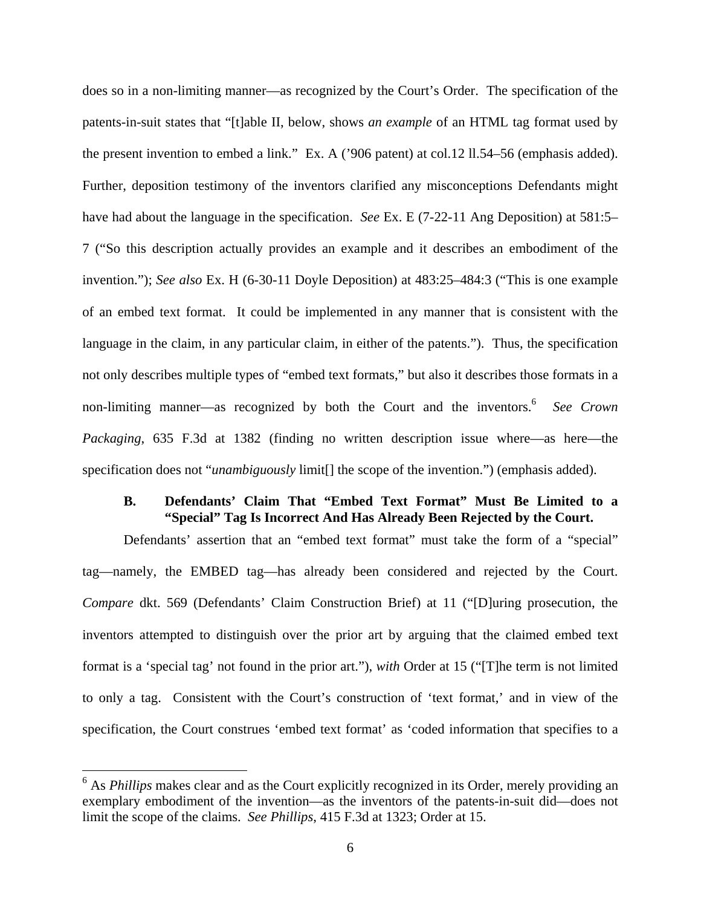does so in a non-limiting manner—as recognized by the Court's Order. The specification of the patents-in-suit states that "[t]able II, below, shows *an example* of an HTML tag format used by the present invention to embed a link." Ex. A ('906 patent) at col.12 ll.54–56 (emphasis added). Further, deposition testimony of the inventors clarified any misconceptions Defendants might have had about the language in the specification. *See* Ex. E (7-22-11 Ang Deposition) at 581:5–7 ("So this description actually provides an example and it describes an embodiment of the invention."); *See also* Ex. H (6-30-11 Doyle Deposition) at 483:25–484:3 ("This is one example of an embed text format. It could be implemented in any manner that is consistent with the language in the claim, in any particular claim, in either of the patents."). Thus, the specification not only describes multiple types of "embed text formats," but also it describes those formats in a non-limiting manner—as recognized by both the Court and the inventors.[6] *See Crown Packaging*, 635 F.3d at 1382 (finding no written description issue where—as here—the specification does not "*unambiguously* limit[] the scope of the invention.") (emphasis added).

### B. Defendants' Claim That "Embed Text Format" Must Be Limited to a "Special" Tag Is Incorrect And Has Already Been Rejected by the Court.

Defendants' assertion that an "embed text format" must take the form of a "special" tag—namely, the EMBED tag—has already been considered and rejected by the Court. *Compare* dkt. 569 (Defendants' Claim Construction Brief) at 11 ("[D]uring prosecution, the inventors attempted to distinguish over the prior art by arguing that the claimed embed text format is a 'special tag' not found in the prior art."), *with* Order at 15 ("[T]he term is not limited to only a tag. Consistent with the Court's construction of 'text format,' and in view of the specification, the Court construes 'embed text format' as 'coded information that specifies to a

---

[6] As *Phillips* makes clear and as the Court explicitly recognized in its Order, merely providing an exemplary embodiment of the invention—as the inventors of the patents-in-suit did—does not limit the scope of the claims. *See Phillips*, 415 F.3d at 1323; Order at 15.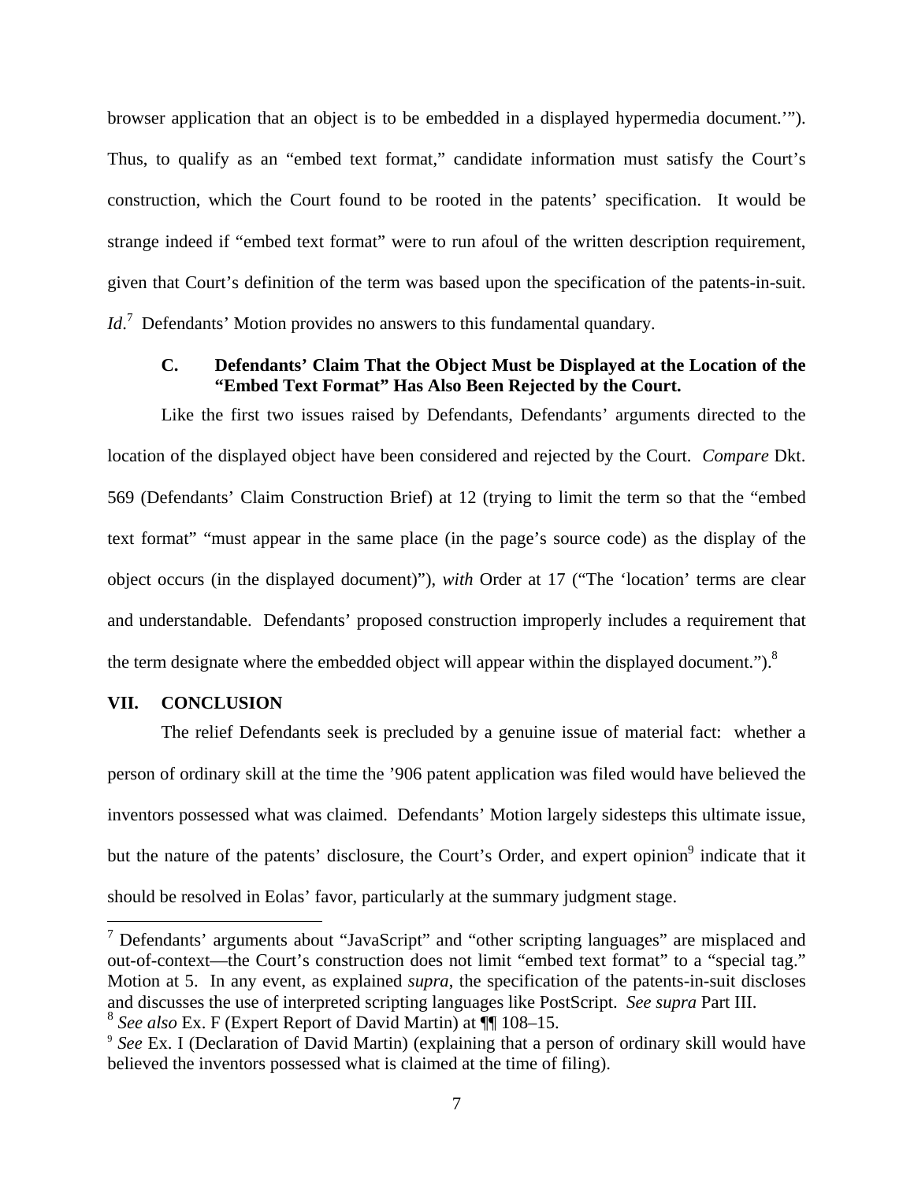browser application that an object is to be embedded in a displayed hypermedia document.'"). Thus, to qualify as an "embed text format," candidate information must satisfy the Court's construction, which the Court found to be rooted in the patents' specification. It would be strange indeed if "embed text format" were to run afoul of the written description requirement, given that Court's definition of the term was based upon the specification of the patents-in-suit. *Id*.[7] Defendants' Motion provides no answers to this fundamental quandary.

### C. Defendants' Claim That the Object Must be Displayed at the Location of the "Embed Text Format" Has Also Been Rejected by the Court.

Like the first two issues raised by Defendants, Defendants' arguments directed to the location of the displayed object have been considered and rejected by the Court. *Compare* Dkt. 569 (Defendants' Claim Construction Brief) at 12 (trying to limit the term so that the "embed text format" "must appear in the same place (in the page's source code) as the display of the object occurs (in the displayed document)"), *with* Order at 17 ("The 'location' terms are clear and understandable. Defendants' proposed construction improperly includes a requirement that the term designate where the embedded object will appear within the displayed document.").[8]

## VII. CONCLUSION

The relief Defendants seek is precluded by a genuine issue of material fact: whether a person of ordinary skill at the time the '906 patent application was filed would have believed the inventors possessed what was claimed. Defendants' Motion largely sidesteps this ultimate issue, but the nature of the patents' disclosure, the Court's Order, and expert opinion[9] indicate that it should be resolved in Eolas' favor, particularly at the summary judgment stage.

---

[7] Defendants' arguments about "JavaScript" and "other scripting languages" are misplaced and out-of-context—the Court's construction does not limit "embed text format" to a "special tag." Motion at 5. In any event, as explained *supra*, the specification of the patents-in-suit discloses and discusses the use of interpreted scripting languages like PostScript. *See supra* Part III.

[8] *See also* Ex. F (Expert Report of David Martin) at ¶¶ 108–15.

[9] *See* Ex. I (Declaration of David Martin) (explaining that a person of ordinary skill would have believed the inventors possessed what is claimed at the time of filing).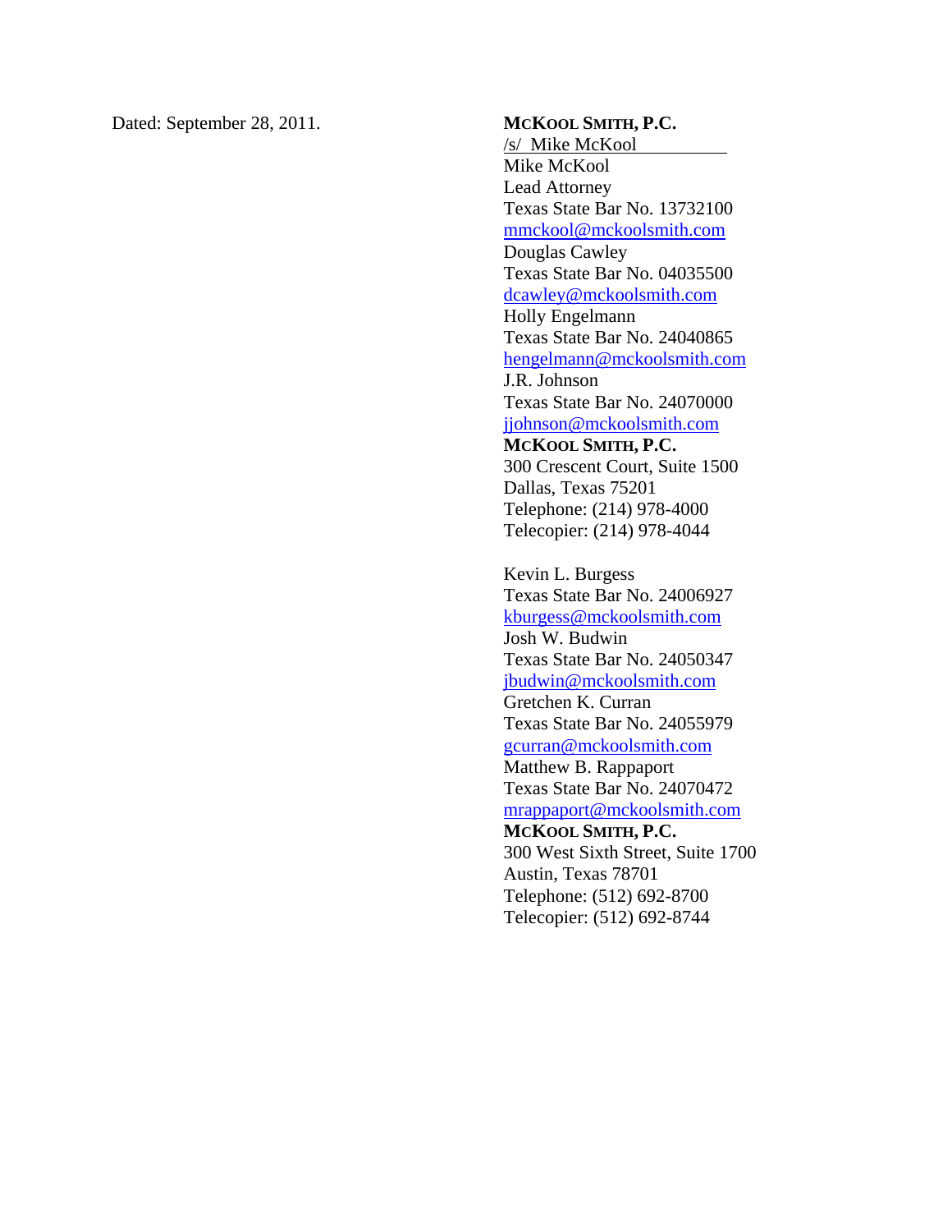Dated: September 28, 2011.

**MCKOOL SMITH, P.C.**
/s/ Mike McKool
Mike McKool
Lead Attorney
Texas State Bar No. 13732100
mmckool@mckoolsmith.com
Douglas Cawley
Texas State Bar No. 04035500
dcawley@mckoolsmith.com
Holly Engelmann
Texas State Bar No. 24040865
hengelmann@mckoolsmith.com
J.R. Johnson
Texas State Bar No. 24070000
jjohnson@mckoolsmith.com
**MCKOOL SMITH, P.C.**
300 Crescent Court, Suite 1500
Dallas, Texas 75201
Telephone: (214) 978-4000
Telecopier: (214) 978-4044

Kevin L. Burgess
Texas State Bar No. 24006927
kburgess@mckoolsmith.com
Josh W. Budwin
Texas State Bar No. 24050347
jbudwin@mckoolsmith.com
Gretchen K. Curran
Texas State Bar No. 24055979
gcurran@mckoolsmith.com
Matthew B. Rappaport
Texas State Bar No. 24070472
mrappaport@mckoolsmith.com
**MCKOOL SMITH, P.C.**
300 West Sixth Street, Suite 1700
Austin, Texas 78701
Telephone: (512) 692-8700
Telecopier: (512) 692-8744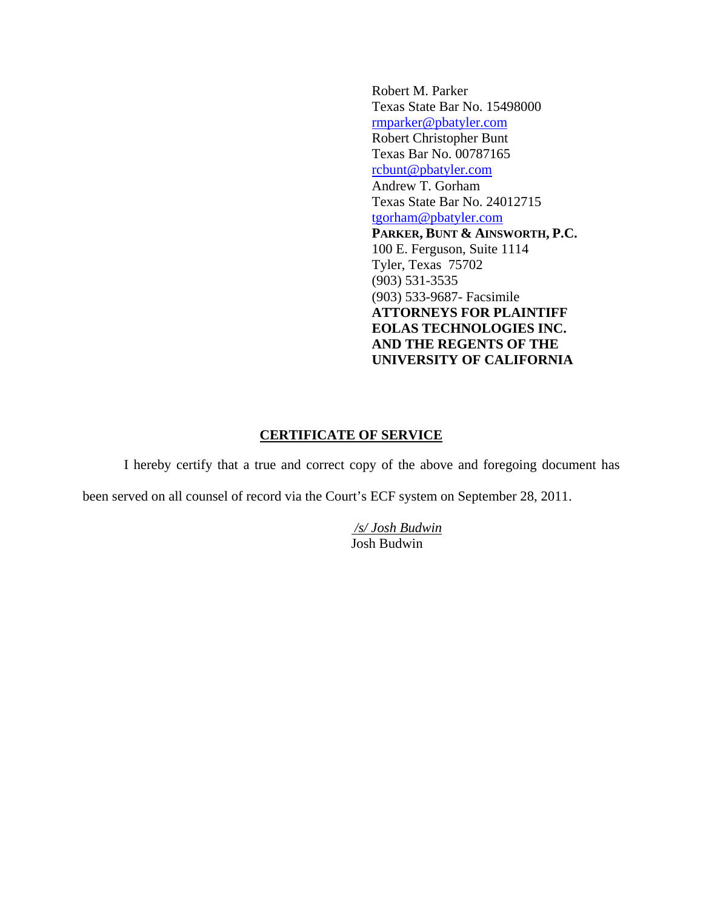Robert M. Parker
Texas State Bar No. 15498000
rmparker@pbatyler.com
Robert Christopher Bunt
Texas Bar No. 00787165
rcbunt@pbatyler.com
Andrew T. Gorham
Texas State Bar No. 24012715
tgorham@pbatyler.com
**PARKER, BUNT & AINSWORTH, P.C.**
100 E. Ferguson, Suite 1114
Tyler, Texas 75702
(903) 531-3535
(903) 533-9687- Facsimile
**ATTORNEYS FOR PLAINTIFF EOLAS TECHNOLOGIES INC. AND THE REGENTS OF THE UNIVERSITY OF CALIFORNIA**

## CERTIFICATE OF SERVICE

I hereby certify that a true and correct copy of the above and foregoing document has been served on all counsel of record via the Court's ECF system on September 28, 2011.

*/s/ Josh Budwin*
Josh Budwin